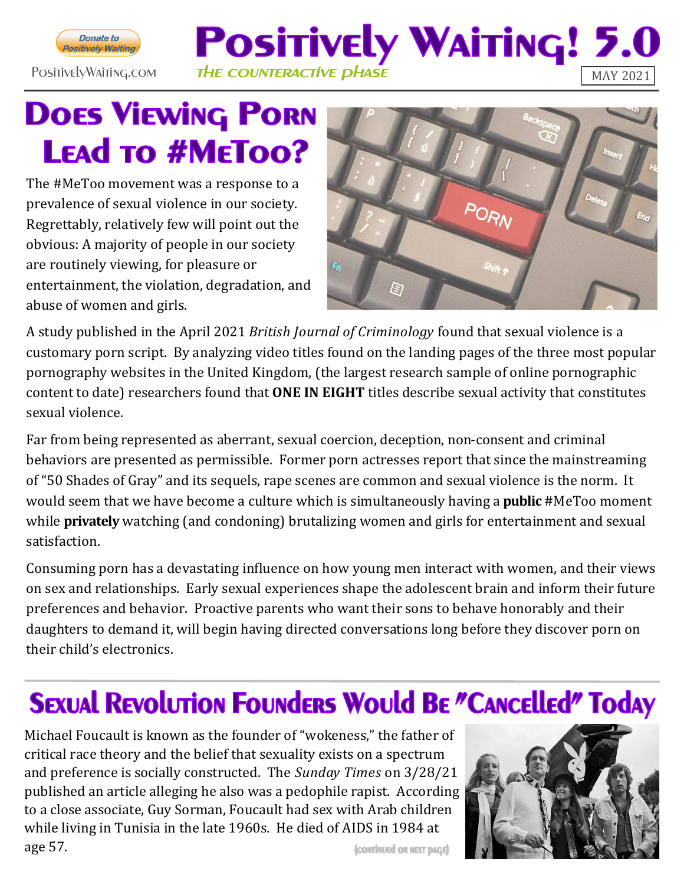Donate to Positively Waiting

PositivelyWaiting.com

# Positively Waiting! 5.0

*THE COUNTERACTIVE PHASE*

MAY 2021

## Does Viewing Porn Lead to #MeToo?

The #MeToo movement was a response to a prevalence of sexual violence in our society. Regrettably, relatively few will point out the obvious: A majority of people in our society are routinely viewing, for pleasure or entertainment, the violation, degradation, and abuse of women and girls.

A study published in the April 2021 *British Journal of Criminology* found that sexual violence is a customary porn script. By analyzing video titles found on the landing pages of the three most popular pornography websites in the United Kingdom, (the largest research sample of online pornographic content to date) researchers found that **ONE IN EIGHT** titles describe sexual activity that constitutes sexual violence.

Far from being represented as aberrant, sexual coercion, deception, non-consent and criminal behaviors are presented as permissible. Former porn actresses report that since the mainstreaming of "50 Shades of Gray" and its sequels, rape scenes are common and sexual violence is the norm. It would seem that we have become a culture which is simultaneously having a **public** #MeToo moment while **privately** watching (and condoning) brutalizing women and girls for entertainment and sexual satisfaction.

Consuming porn has a devastating influence on how young men interact with women, and their views on sex and relationships. Early sexual experiences shape the adolescent brain and inform their future preferences and behavior. Proactive parents who want their sons to behave honorably and their daughters to demand it, will begin having directed conversations long before they discover porn on their child's electronics.

## Sexual Revolution Founders Would Be "Cancelled" Today

Michael Foucault is known as the founder of "wokeness," the father of critical race theory and the belief that sexuality exists on a spectrum and preference is socially constructed. The *Sunday Times* on 3/28/21 published an article alleging he also was a pedophile rapist. According to a close associate, Guy Sorman, Foucault had sex with Arab children while living in Tunisia in the late 1960s. He died of AIDS in 1984 at age 57.

(continued on next page)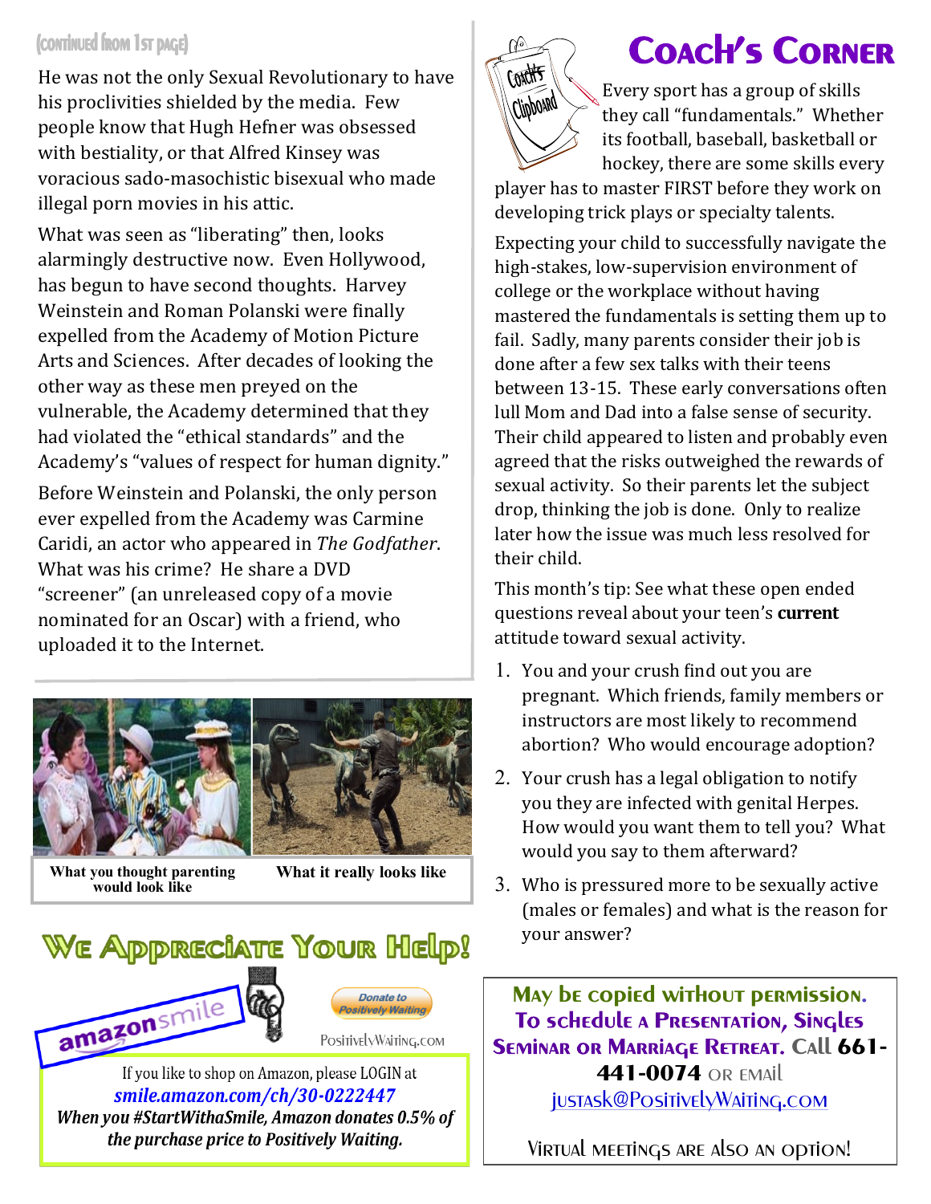(continued from 1st page)

He was not the only Sexual Revolutionary to have his proclivities shielded by the media. Few people know that Hugh Hefner was obsessed with bestiality, or that Alfred Kinsey was voracious sado-masochistic bisexual who made illegal porn movies in his attic.

What was seen as "liberating" then, looks alarmingly destructive now. Even Hollywood, has begun to have second thoughts. Harvey Weinstein and Roman Polanski were finally expelled from the Academy of Motion Picture Arts and Sciences. After decades of looking the other way as these men preyed on the vulnerable, the Academy determined that they had violated the "ethical standards" and the Academy's "values of respect for human dignity."

Before Weinstein and Polanski, the only person ever expelled from the Academy was Carmine Caridi, an actor who appeared in *The Godfather*. What was his crime? He share a DVD "screener" (an unreleased copy of a movie nominated for an Oscar) with a friend, who uploaded it to the Internet.

What you thought parenting would look like

What it really looks like

## We Appreciate Your Help!

amazonsmile

Donate to Positively Waiting

PositivelyWaiting.com

If you like to shop on Amazon, please LOGIN at
***smile.amazon.com/ch/30-0222447***
***When you #StartWithaSmile, Amazon donates 0.5% of the purchase price to Positively Waiting.***

# Coach's Corner

Coach's Clipboard

Every sport has a group of skills they call "fundamentals." Whether its football, baseball, basketball or hockey, there are some skills every player has to master FIRST before they work on developing trick plays or specialty talents.

Expecting your child to successfully navigate the high-stakes, low-supervision environment of college or the workplace without having mastered the fundamentals is setting them up to fail. Sadly, many parents consider their job is done after a few sex talks with their teens between 13-15. These early conversations often lull Mom and Dad into a false sense of security. Their child appeared to listen and probably even agreed that the risks outweighed the rewards of sexual activity. So their parents let the subject drop, thinking the job is done. Only to realize later how the issue was much less resolved for their child.

This month's tip: See what these open ended questions reveal about your teen's **current** attitude toward sexual activity.

1. You and your crush find out you are pregnant. Which friends, family members or instructors are most likely to recommend abortion? Who would encourage adoption?
2. Your crush has a legal obligation to notify you they are infected with genital Herpes. How would you want them to tell you? What would you say to them afterward?
3. Who is pressured more to be sexually active (males or females) and what is the reason for your answer?

**May be copied without permission. To schedule a Presentation, Singles Seminar or Marriage Retreat. Call 661-441-0074** or email
justask@PositivelyWaiting.com

Virtual meetings are also an option!